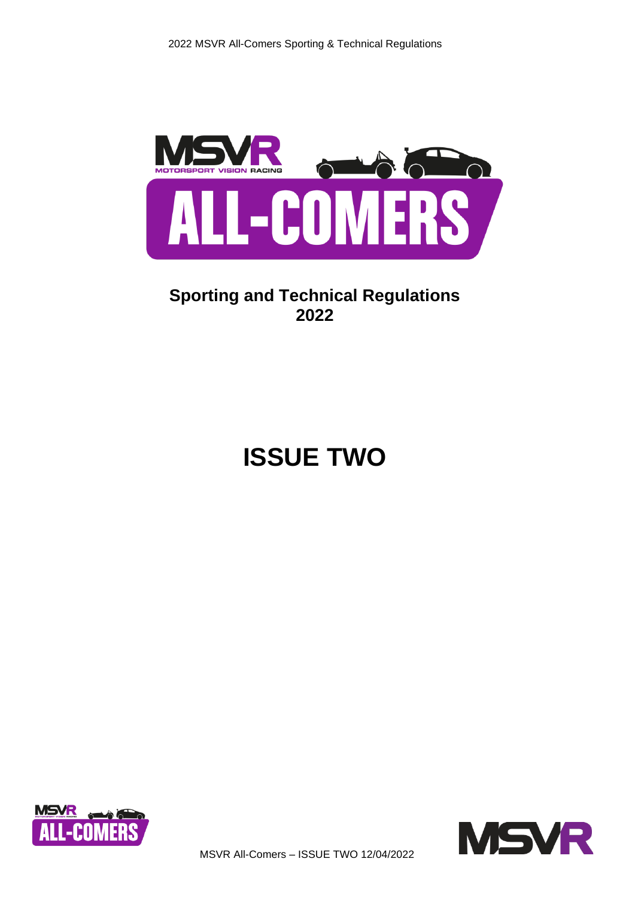# Sporting and Technical Regulations 2022

# ISSUE TWO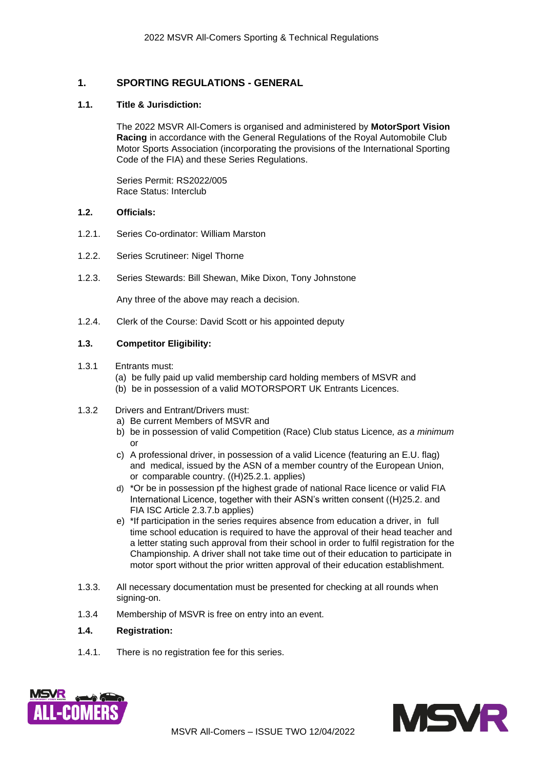## 1. SPORTING REGULATIONS - GENERAL

### 1.1. Title & Jurisdiction:

The 2022 MSVR All-Comers is organised and administered by **MotorSport Vision Racing** in accordance with the General Regulations of the Royal Automobile Club Motor Sports Association (incorporating the provisions of the International Sporting Code of the FIA) and these Series Regulations.

Series Permit: RS2022/005
Race Status: Interclub

### 1.2. Officials:

1.2.1. Series Co-ordinator: William Marston

1.2.2. Series Scrutineer: Nigel Thorne

1.2.3. Series Stewards: Bill Shewan, Mike Dixon, Tony Johnstone

Any three of the above may reach a decision.

1.2.4. Clerk of the Course: David Scott or his appointed deputy

### 1.3. Competitor Eligibility:

1.3.1 Entrants must:

(a) be fully paid up valid membership card holding members of MSVR and
(b) be in possession of a valid MOTORSPORT UK Entrants Licences.

1.3.2 Drivers and Entrant/Drivers must:

a) Be current Members of MSVR and
b) be in possession of valid Competition (Race) Club status Licence*, as a minimum* or
c) A professional driver, in possession of a valid Licence (featuring an E.U. flag) and medical, issued by the ASN of a member country of the European Union, or comparable country. ((H)25.2.1. applies)
d) *Or be in possession pf the highest grade of national Race licence or valid FIA International Licence, together with their ASN's written consent ((H)25.2. and FIA ISC Article 2.3.7.b applies)
e) *If participation in the series requires absence from education a driver, in full time school education is required to have the approval of their head teacher and a letter stating such approval from their school in order to fulfil registration for the Championship. A driver shall not take time out of their education to participate in motor sport without the prior written approval of their education establishment.

1.3.3. All necessary documentation must be presented for checking at all rounds when signing-on.

1.3.4 Membership of MSVR is free on entry into an event.

### 1.4. Registration:

1.4.1. There is no registration fee for this series.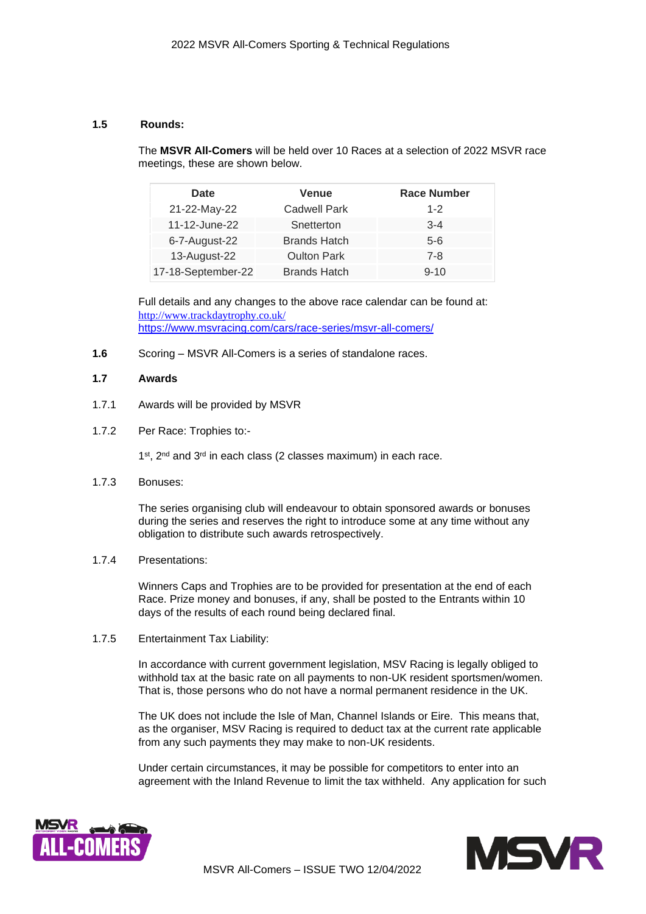### 1.5 Rounds:

The **MSVR All-Comers** will be held over 10 Races at a selection of 2022 MSVR race meetings, these are shown below.

| Date | Venue | Race Number |
|---|---|---|
| 21-22-May-22 | Cadwell Park | 1-2 |
| 11-12-June-22 | Snetterton | 3-4 |
| 6-7-August-22 | Brands Hatch | 5-6 |
| 13-August-22 | Oulton Park | 7-8 |
| 17-18-September-22 | Brands Hatch | 9-10 |

Full details and any changes to the above race calendar can be found at:
http://www.trackdaytrophy.co.uk/
https://www.msvracing.com/cars/race-series/msvr-all-comers/

**1.6** Scoring – MSVR All-Comers is a series of standalone races.

### 1.7 Awards

1.7.1 Awards will be provided by MSVR

1.7.2 Per Race: Trophies to:-

1st, 2nd and 3rd in each class (2 classes maximum) in each race.

1.7.3 Bonuses:

The series organising club will endeavour to obtain sponsored awards or bonuses during the series and reserves the right to introduce some at any time without any obligation to distribute such awards retrospectively.

1.7.4 Presentations:

Winners Caps and Trophies are to be provided for presentation at the end of each Race. Prize money and bonuses, if any, shall be posted to the Entrants within 10 days of the results of each round being declared final.

1.7.5 Entertainment Tax Liability:

In accordance with current government legislation, MSV Racing is legally obliged to withhold tax at the basic rate on all payments to non-UK resident sportsmen/women. That is, those persons who do not have a normal permanent residence in the UK.

The UK does not include the Isle of Man, Channel Islands or Eire. This means that, as the organiser, MSV Racing is required to deduct tax at the current rate applicable from any such payments they may make to non-UK residents.

Under certain circumstances, it may be possible for competitors to enter into an agreement with the Inland Revenue to limit the tax withheld. Any application for such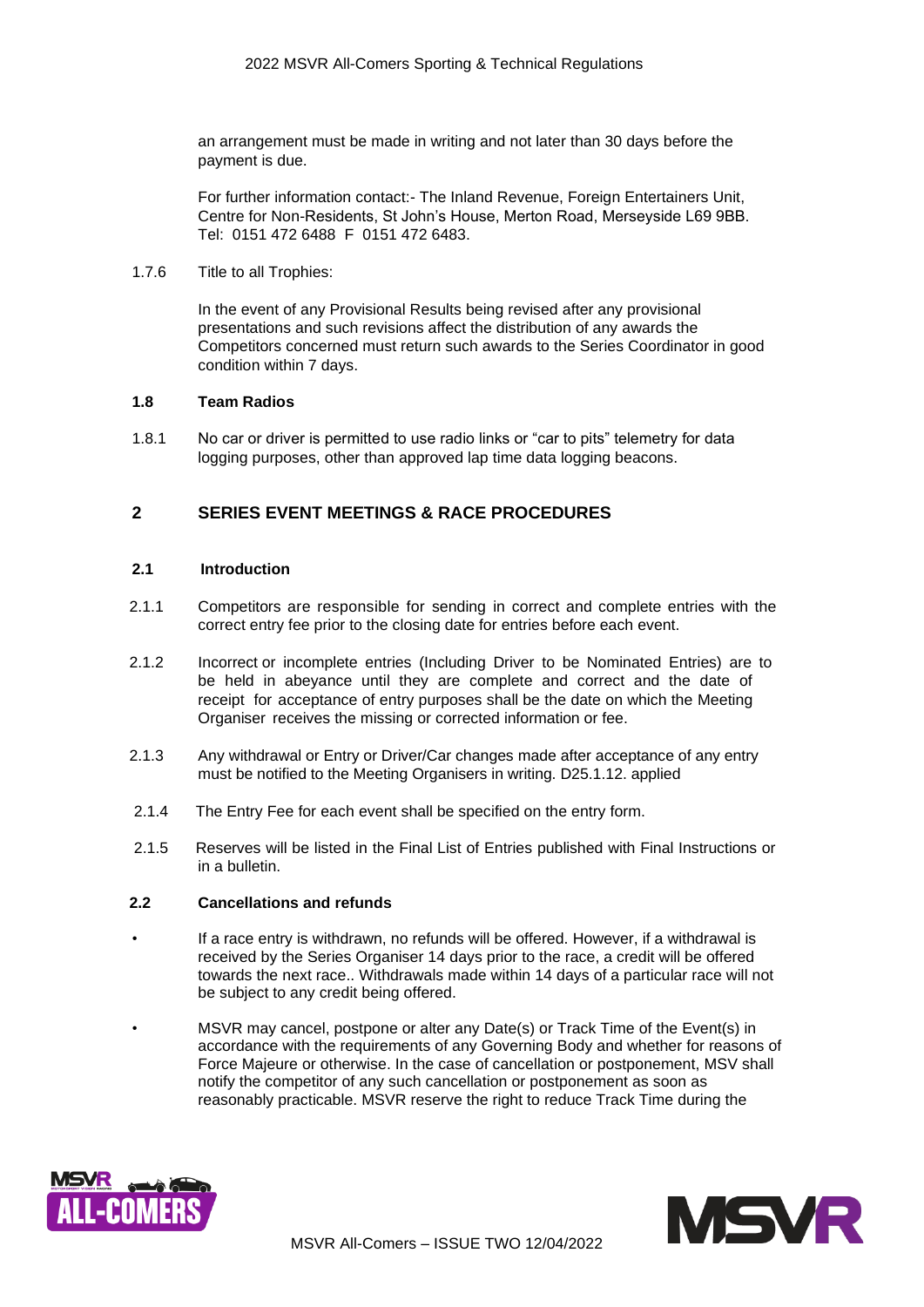an arrangement must be made in writing and not later than 30 days before the payment is due.

For further information contact:- The Inland Revenue, Foreign Entertainers Unit, Centre for Non-Residents, St John's House, Merton Road, Merseyside L69 9BB. Tel: 0151 472 6488 F 0151 472 6483.

1.7.6 Title to all Trophies:

In the event of any Provisional Results being revised after any provisional presentations and such revisions affect the distribution of any awards the Competitors concerned must return such awards to the Series Coordinator in good condition within 7 days.

### 1.8 Team Radios

1.8.1 No car or driver is permitted to use radio links or "car to pits" telemetry for data logging purposes, other than approved lap time data logging beacons.

## 2 SERIES EVENT MEETINGS & RACE PROCEDURES

### 2.1 Introduction

2.1.1 Competitors are responsible for sending in correct and complete entries with the correct entry fee prior to the closing date for entries before each event.

2.1.2 Incorrect or incomplete entries (Including Driver to be Nominated Entries) are to be held in abeyance until they are complete and correct and the date of receipt for acceptance of entry purposes shall be the date on which the Meeting Organiser receives the missing or corrected information or fee.

2.1.3 Any withdrawal or Entry or Driver/Car changes made after acceptance of any entry must be notified to the Meeting Organisers in writing. D25.1.12. applied

2.1.4 The Entry Fee for each event shall be specified on the entry form.

2.1.5 Reserves will be listed in the Final List of Entries published with Final Instructions or in a bulletin.

### 2.2 Cancellations and refunds

- If a race entry is withdrawn, no refunds will be offered. However, if a withdrawal is received by the Series Organiser 14 days prior to the race, a credit will be offered towards the next race.. Withdrawals made within 14 days of a particular race will not be subject to any credit being offered.
- MSVR may cancel, postpone or alter any Date(s) or Track Time of the Event(s) in accordance with the requirements of any Governing Body and whether for reasons of Force Majeure or otherwise. In the case of cancellation or postponement, MSV shall notify the competitor of any such cancellation or postponement as soon as reasonably practicable. MSVR reserve the right to reduce Track Time during the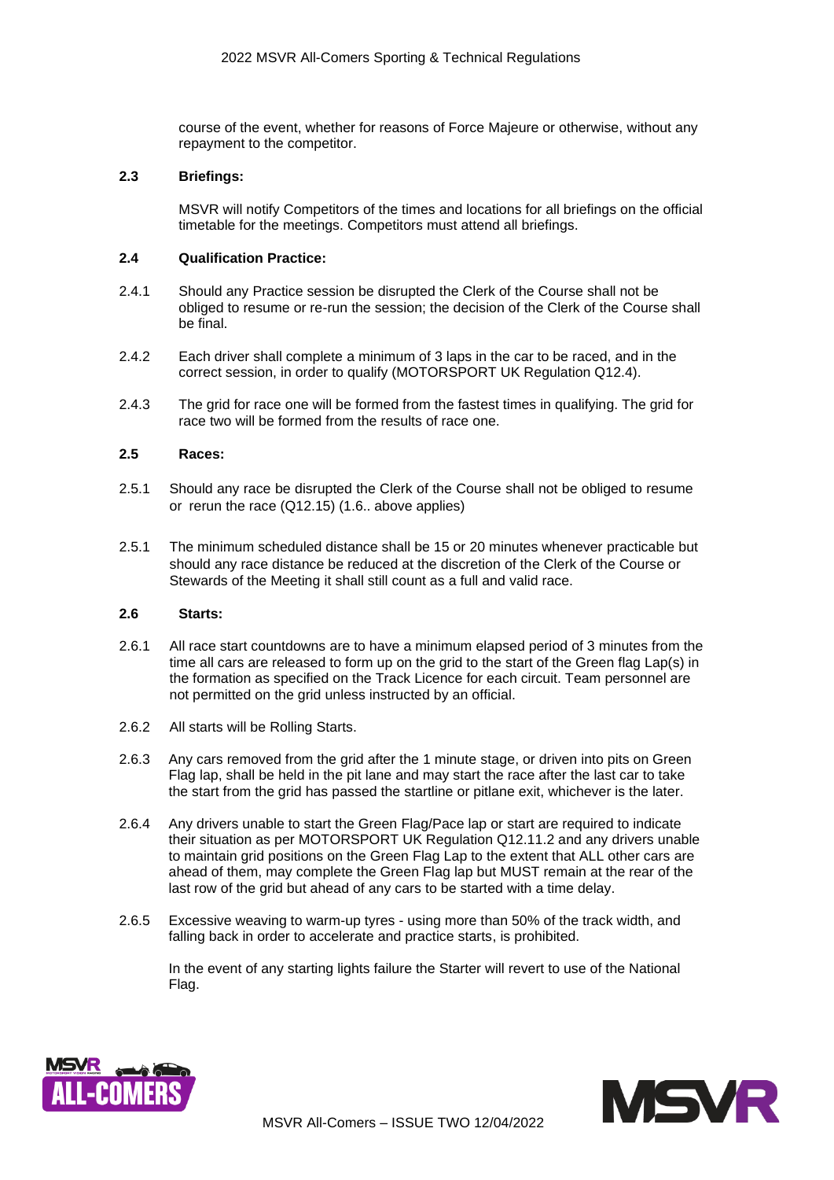course of the event, whether for reasons of Force Majeure or otherwise, without any repayment to the competitor.

### 2.3 Briefings:

MSVR will notify Competitors of the times and locations for all briefings on the official timetable for the meetings. Competitors must attend all briefings.

### 2.4 Qualification Practice:

2.4.1 Should any Practice session be disrupted the Clerk of the Course shall not be obliged to resume or re-run the session; the decision of the Clerk of the Course shall be final.

2.4.2 Each driver shall complete a minimum of 3 laps in the car to be raced, and in the correct session, in order to qualify (MOTORSPORT UK Regulation Q12.4).

2.4.3 The grid for race one will be formed from the fastest times in qualifying. The grid for race two will be formed from the results of race one.

### 2.5 Races:

2.5.1 Should any race be disrupted the Clerk of the Course shall not be obliged to resume or rerun the race (Q12.15) (1.6.. above applies)

2.5.1 The minimum scheduled distance shall be 15 or 20 minutes whenever practicable but should any race distance be reduced at the discretion of the Clerk of the Course or Stewards of the Meeting it shall still count as a full and valid race.

### 2.6 Starts:

2.6.1 All race start countdowns are to have a minimum elapsed period of 3 minutes from the time all cars are released to form up on the grid to the start of the Green flag Lap(s) in the formation as specified on the Track Licence for each circuit. Team personnel are not permitted on the grid unless instructed by an official.

2.6.2 All starts will be Rolling Starts.

2.6.3 Any cars removed from the grid after the 1 minute stage, or driven into pits on Green Flag lap, shall be held in the pit lane and may start the race after the last car to take the start from the grid has passed the startline or pitlane exit, whichever is the later.

2.6.4 Any drivers unable to start the Green Flag/Pace lap or start are required to indicate their situation as per MOTORSPORT UK Regulation Q12.11.2 and any drivers unable to maintain grid positions on the Green Flag Lap to the extent that ALL other cars are ahead of them, may complete the Green Flag lap but MUST remain at the rear of the last row of the grid but ahead of any cars to be started with a time delay.

2.6.5 Excessive weaving to warm-up tyres - using more than 50% of the track width, and falling back in order to accelerate and practice starts, is prohibited.

In the event of any starting lights failure the Starter will revert to use of the National Flag.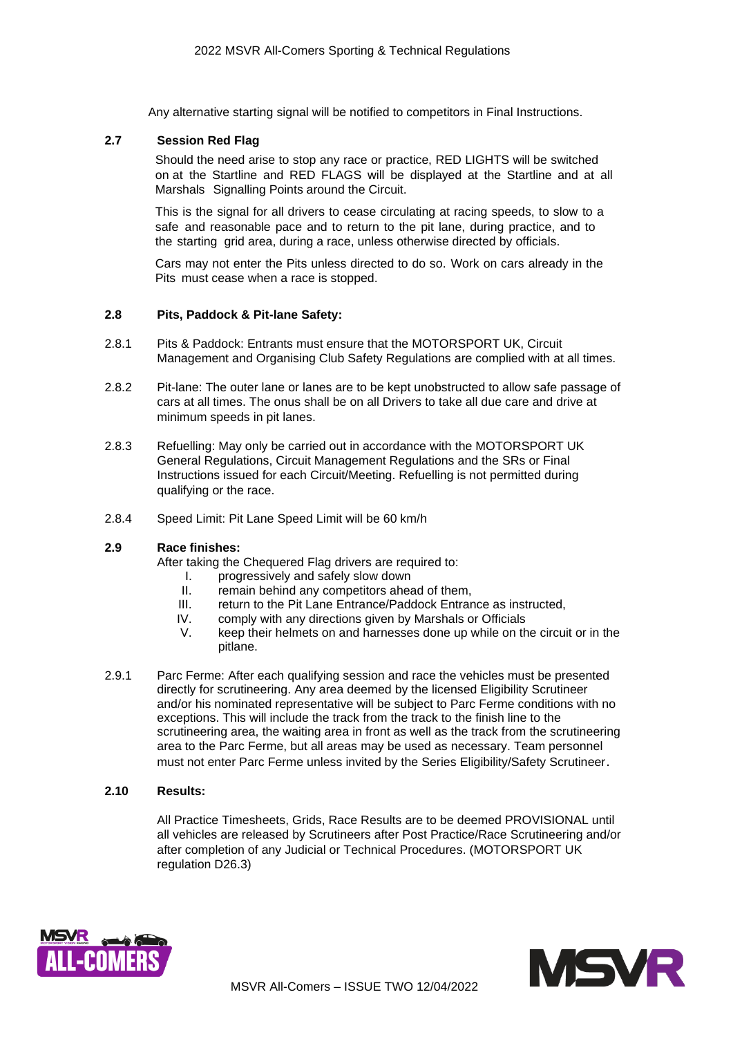Any alternative starting signal will be notified to competitors in Final Instructions.

### 2.7 Session Red Flag

Should the need arise to stop any race or practice, RED LIGHTS will be switched on at the Startline and RED FLAGS will be displayed at the Startline and at all Marshals Signalling Points around the Circuit.

This is the signal for all drivers to cease circulating at racing speeds, to slow to a safe and reasonable pace and to return to the pit lane, during practice, and to the starting grid area, during a race, unless otherwise directed by officials.

Cars may not enter the Pits unless directed to do so. Work on cars already in the Pits must cease when a race is stopped.

### 2.8 Pits, Paddock & Pit-lane Safety:

2.8.1 Pits & Paddock: Entrants must ensure that the MOTORSPORT UK, Circuit Management and Organising Club Safety Regulations are complied with at all times.

2.8.2 Pit-lane: The outer lane or lanes are to be kept unobstructed to allow safe passage of cars at all times. The onus shall be on all Drivers to take all due care and drive at minimum speeds in pit lanes.

2.8.3 Refuelling: May only be carried out in accordance with the MOTORSPORT UK General Regulations, Circuit Management Regulations and the SRs or Final Instructions issued for each Circuit/Meeting. Refuelling is not permitted during qualifying or the race.

2.8.4 Speed Limit: Pit Lane Speed Limit will be 60 km/h

### 2.9 Race finishes:

After taking the Chequered Flag drivers are required to:

I. progressively and safely slow down
II. remain behind any competitors ahead of them,
III. return to the Pit Lane Entrance/Paddock Entrance as instructed,
IV. comply with any directions given by Marshals or Officials
V. keep their helmets on and harnesses done up while on the circuit or in the pitlane.

2.9.1 Parc Ferme: After each qualifying session and race the vehicles must be presented directly for scrutineering. Any area deemed by the licensed Eligibility Scrutineer and/or his nominated representative will be subject to Parc Ferme conditions with no exceptions. This will include the track from the track to the finish line to the scrutineering area, the waiting area in front as well as the track from the scrutineering area to the Parc Ferme, but all areas may be used as necessary. Team personnel must not enter Parc Ferme unless invited by the Series Eligibility/Safety Scrutineer.

### 2.10 Results:

All Practice Timesheets, Grids, Race Results are to be deemed PROVISIONAL until all vehicles are released by Scrutineers after Post Practice/Race Scrutineering and/or after completion of any Judicial or Technical Procedures. (MOTORSPORT UK regulation D26.3)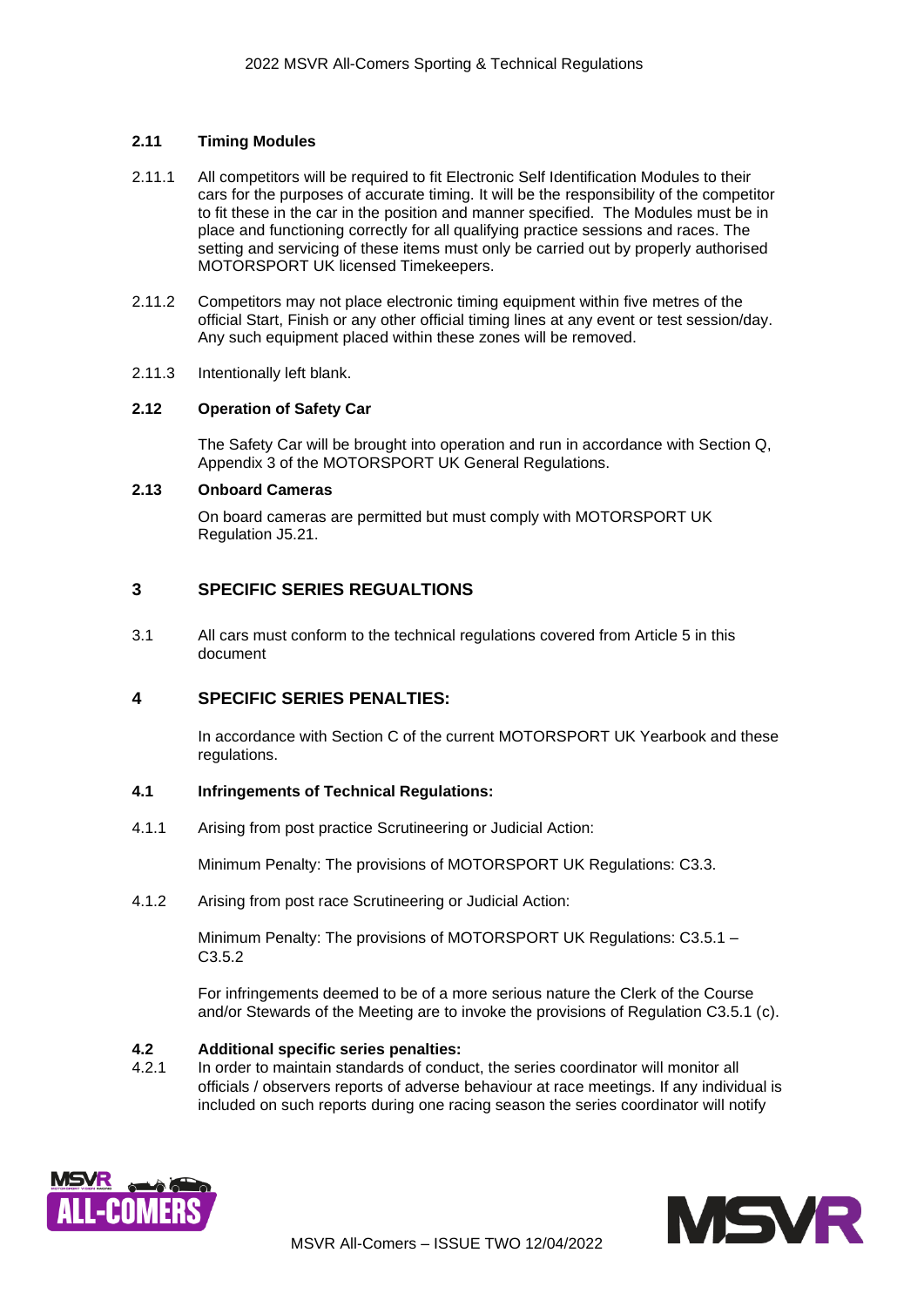### 2.11 Timing Modules

2.11.1 All competitors will be required to fit Electronic Self Identification Modules to their cars for the purposes of accurate timing. It will be the responsibility of the competitor to fit these in the car in the position and manner specified. The Modules must be in place and functioning correctly for all qualifying practice sessions and races. The setting and servicing of these items must only be carried out by properly authorised MOTORSPORT UK licensed Timekeepers.

2.11.2 Competitors may not place electronic timing equipment within five metres of the official Start, Finish or any other official timing lines at any event or test session/day. Any such equipment placed within these zones will be removed.

2.11.3 Intentionally left blank.

### 2.12 Operation of Safety Car

The Safety Car will be brought into operation and run in accordance with Section Q, Appendix 3 of the MOTORSPORT UK General Regulations.

### 2.13 Onboard Cameras

On board cameras are permitted but must comply with MOTORSPORT UK Regulation J5.21.

## 3 SPECIFIC SERIES REGUALTIONS

3.1 All cars must conform to the technical regulations covered from Article 5 in this document

## 4 SPECIFIC SERIES PENALTIES:

In accordance with Section C of the current MOTORSPORT UK Yearbook and these regulations.

### 4.1 Infringements of Technical Regulations:

4.1.1 Arising from post practice Scrutineering or Judicial Action:

Minimum Penalty: The provisions of MOTORSPORT UK Regulations: C3.3.

4.1.2 Arising from post race Scrutineering or Judicial Action:

Minimum Penalty: The provisions of MOTORSPORT UK Regulations: C3.5.1 – C3.5.2

For infringements deemed to be of a more serious nature the Clerk of the Course and/or Stewards of the Meeting are to invoke the provisions of Regulation C3.5.1 (c).

### 4.2 Additional specific series penalties:

4.2.1 In order to maintain standards of conduct, the series coordinator will monitor all officials / observers reports of adverse behaviour at race meetings. If any individual is included on such reports during one racing season the series coordinator will notify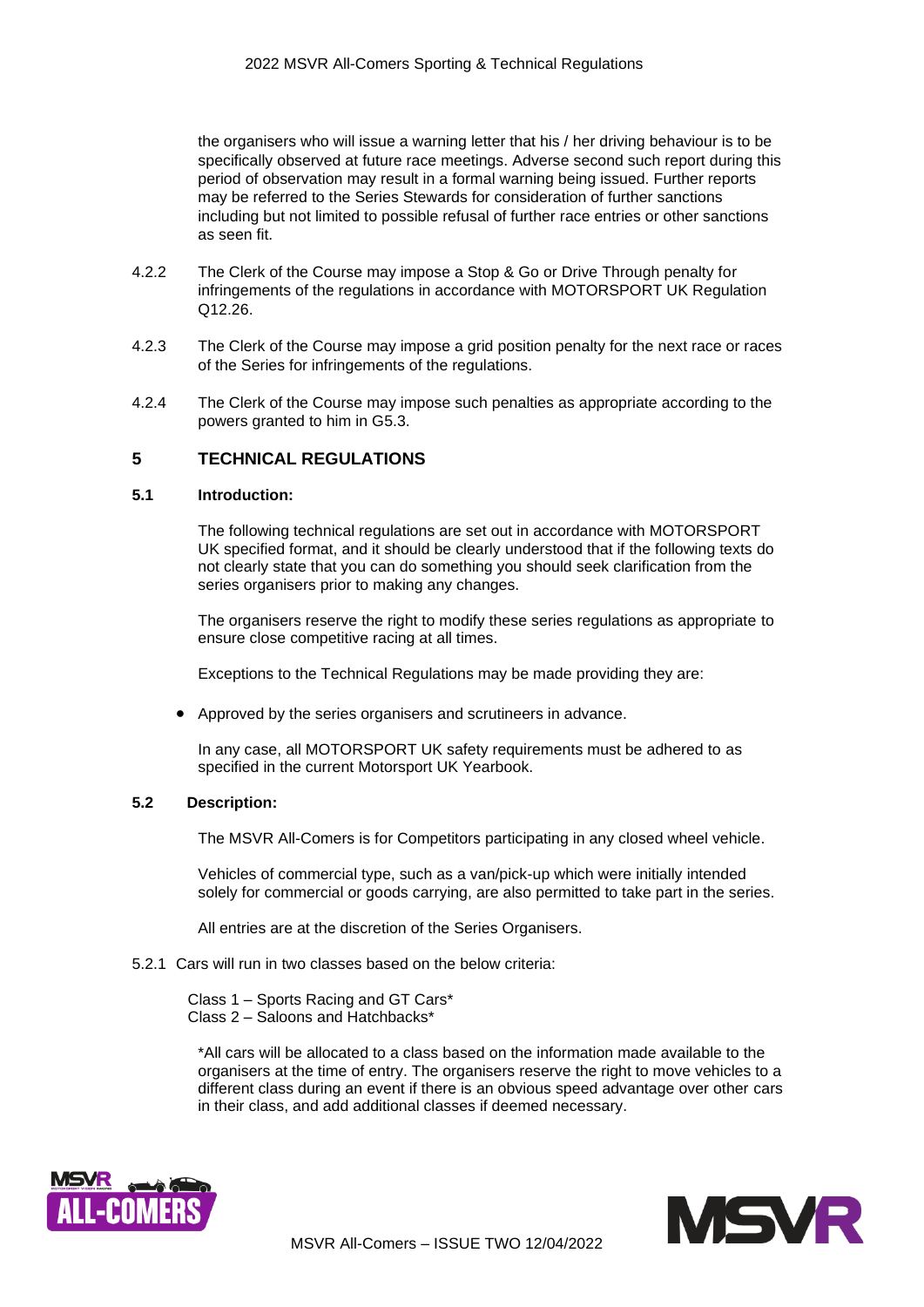the organisers who will issue a warning letter that his / her driving behaviour is to be specifically observed at future race meetings. Adverse second such report during this period of observation may result in a formal warning being issued. Further reports may be referred to the Series Stewards for consideration of further sanctions including but not limited to possible refusal of further race entries or other sanctions as seen fit.

4.2.2 The Clerk of the Course may impose a Stop & Go or Drive Through penalty for infringements of the regulations in accordance with MOTORSPORT UK Regulation Q12.26.

4.2.3 The Clerk of the Course may impose a grid position penalty for the next race or races of the Series for infringements of the regulations.

4.2.4 The Clerk of the Course may impose such penalties as appropriate according to the powers granted to him in G5.3.

## 5 TECHNICAL REGULATIONS

### 5.1 Introduction:

The following technical regulations are set out in accordance with MOTORSPORT UK specified format, and it should be clearly understood that if the following texts do not clearly state that you can do something you should seek clarification from the series organisers prior to making any changes.

The organisers reserve the right to modify these series regulations as appropriate to ensure close competitive racing at all times.

Exceptions to the Technical Regulations may be made providing they are:

- Approved by the series organisers and scrutineers in advance.

In any case, all MOTORSPORT UK safety requirements must be adhered to as specified in the current Motorsport UK Yearbook.

### 5.2 Description:

The MSVR All-Comers is for Competitors participating in any closed wheel vehicle.

Vehicles of commercial type, such as a van/pick-up which were initially intended solely for commercial or goods carrying, are also permitted to take part in the series.

All entries are at the discretion of the Series Organisers.

5.2.1 Cars will run in two classes based on the below criteria:

Class 1 – Sports Racing and GT Cars*
Class 2 – Saloons and Hatchbacks*

*All cars will be allocated to a class based on the information made available to the organisers at the time of entry. The organisers reserve the right to move vehicles to a different class during an event if there is an obvious speed advantage over other cars in their class, and add additional classes if deemed necessary.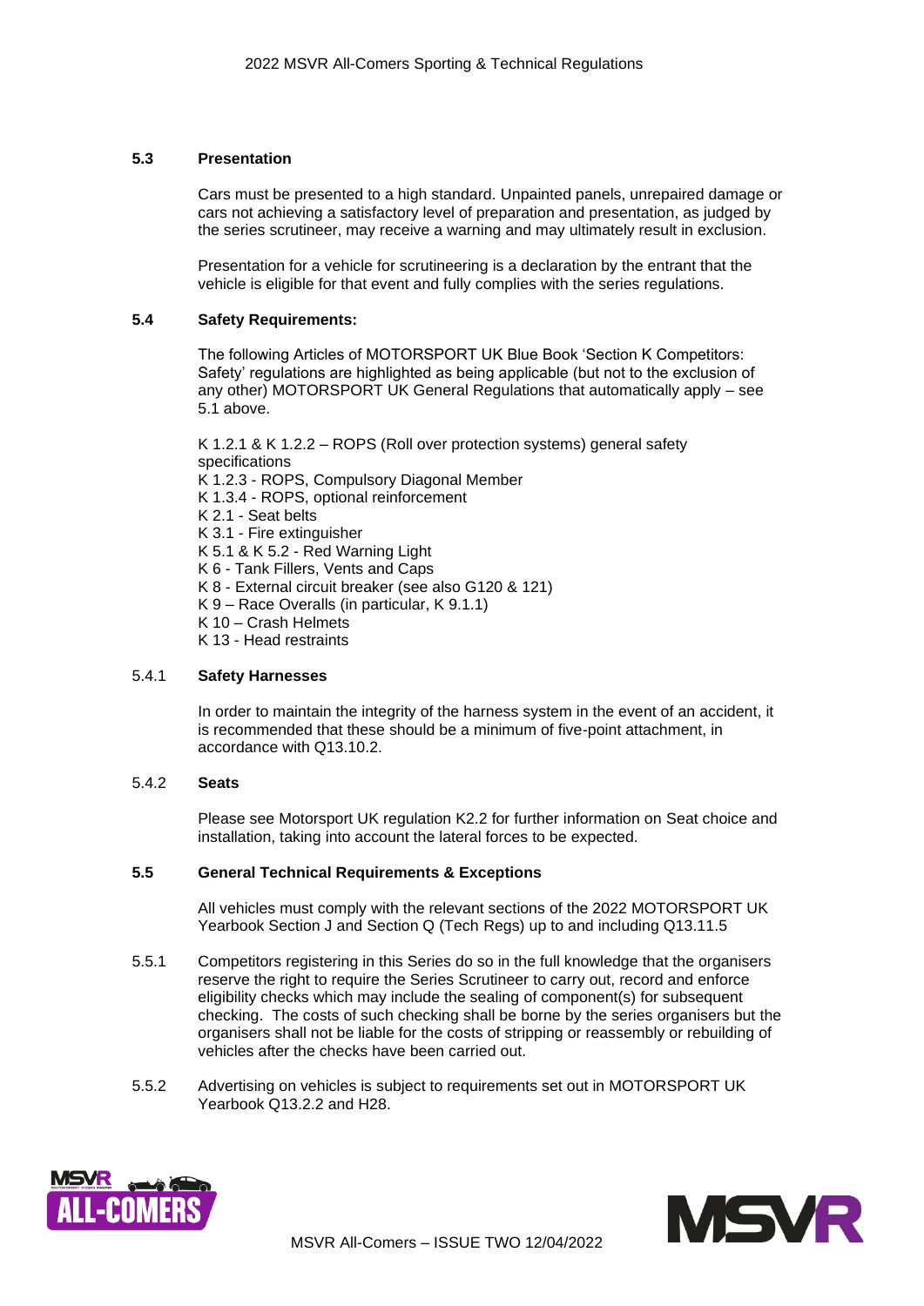### 5.3 Presentation

Cars must be presented to a high standard. Unpainted panels, unrepaired damage or cars not achieving a satisfactory level of preparation and presentation, as judged by the series scrutineer, may receive a warning and may ultimately result in exclusion.

Presentation for a vehicle for scrutineering is a declaration by the entrant that the vehicle is eligible for that event and fully complies with the series regulations.

### 5.4 Safety Requirements:

The following Articles of MOTORSPORT UK Blue Book 'Section K Competitors: Safety' regulations are highlighted as being applicable (but not to the exclusion of any other) MOTORSPORT UK General Regulations that automatically apply – see 5.1 above.

K 1.2.1 & K 1.2.2 – ROPS (Roll over protection systems) general safety specifications
K 1.2.3 - ROPS, Compulsory Diagonal Member
K 1.3.4 - ROPS, optional reinforcement
K 2.1 - Seat belts
K 3.1 - Fire extinguisher
K 5.1 & K 5.2 - Red Warning Light
K 6 - Tank Fillers, Vents and Caps
K 8 - External circuit breaker (see also G120 & 121)
K 9 – Race Overalls (in particular, K 9.1.1)
K 10 – Crash Helmets
K 13 - Head restraints

#### 5.4.1 Safety Harnesses

In order to maintain the integrity of the harness system in the event of an accident, it is recommended that these should be a minimum of five-point attachment, in accordance with Q13.10.2.

#### 5.4.2 Seats

Please see Motorsport UK regulation K2.2 for further information on Seat choice and installation, taking into account the lateral forces to be expected.

### 5.5 General Technical Requirements & Exceptions

All vehicles must comply with the relevant sections of the 2022 MOTORSPORT UK Yearbook Section J and Section Q (Tech Regs) up to and including Q13.11.5

5.5.1 Competitors registering in this Series do so in the full knowledge that the organisers reserve the right to require the Series Scrutineer to carry out, record and enforce eligibility checks which may include the sealing of component(s) for subsequent checking. The costs of such checking shall be borne by the series organisers but the organisers shall not be liable for the costs of stripping or reassembly or rebuilding of vehicles after the checks have been carried out.

5.5.2 Advertising on vehicles is subject to requirements set out in MOTORSPORT UK Yearbook Q13.2.2 and H28.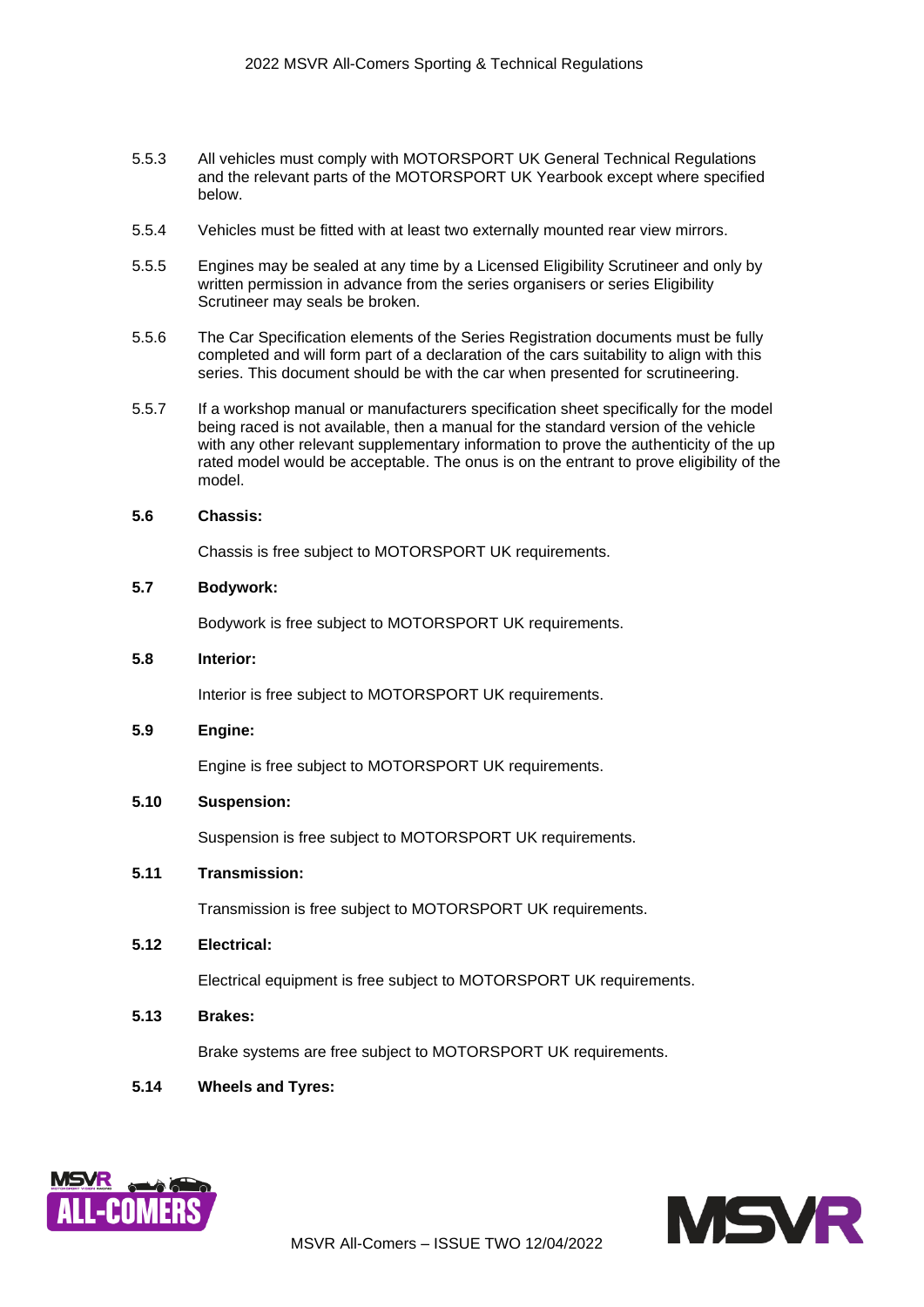5.5.3 All vehicles must comply with MOTORSPORT UK General Technical Regulations and the relevant parts of the MOTORSPORT UK Yearbook except where specified below.

5.5.4 Vehicles must be fitted with at least two externally mounted rear view mirrors.

5.5.5 Engines may be sealed at any time by a Licensed Eligibility Scrutineer and only by written permission in advance from the series organisers or series Eligibility Scrutineer may seals be broken.

5.5.6 The Car Specification elements of the Series Registration documents must be fully completed and will form part of a declaration of the cars suitability to align with this series. This document should be with the car when presented for scrutineering.

5.5.7 If a workshop manual or manufacturers specification sheet specifically for the model being raced is not available, then a manual for the standard version of the vehicle with any other relevant supplementary information to prove the authenticity of the up rated model would be acceptable. The onus is on the entrant to prove eligibility of the model.

**5.6 Chassis:**

Chassis is free subject to MOTORSPORT UK requirements.

**5.7 Bodywork:**

Bodywork is free subject to MOTORSPORT UK requirements.

**5.8 Interior:**

Interior is free subject to MOTORSPORT UK requirements.

**5.9 Engine:**

Engine is free subject to MOTORSPORT UK requirements.

**5.10 Suspension:**

Suspension is free subject to MOTORSPORT UK requirements.

**5.11 Transmission:**

Transmission is free subject to MOTORSPORT UK requirements.

**5.12 Electrical:**

Electrical equipment is free subject to MOTORSPORT UK requirements.

**5.13 Brakes:**

Brake systems are free subject to MOTORSPORT UK requirements.

**5.14 Wheels and Tyres:**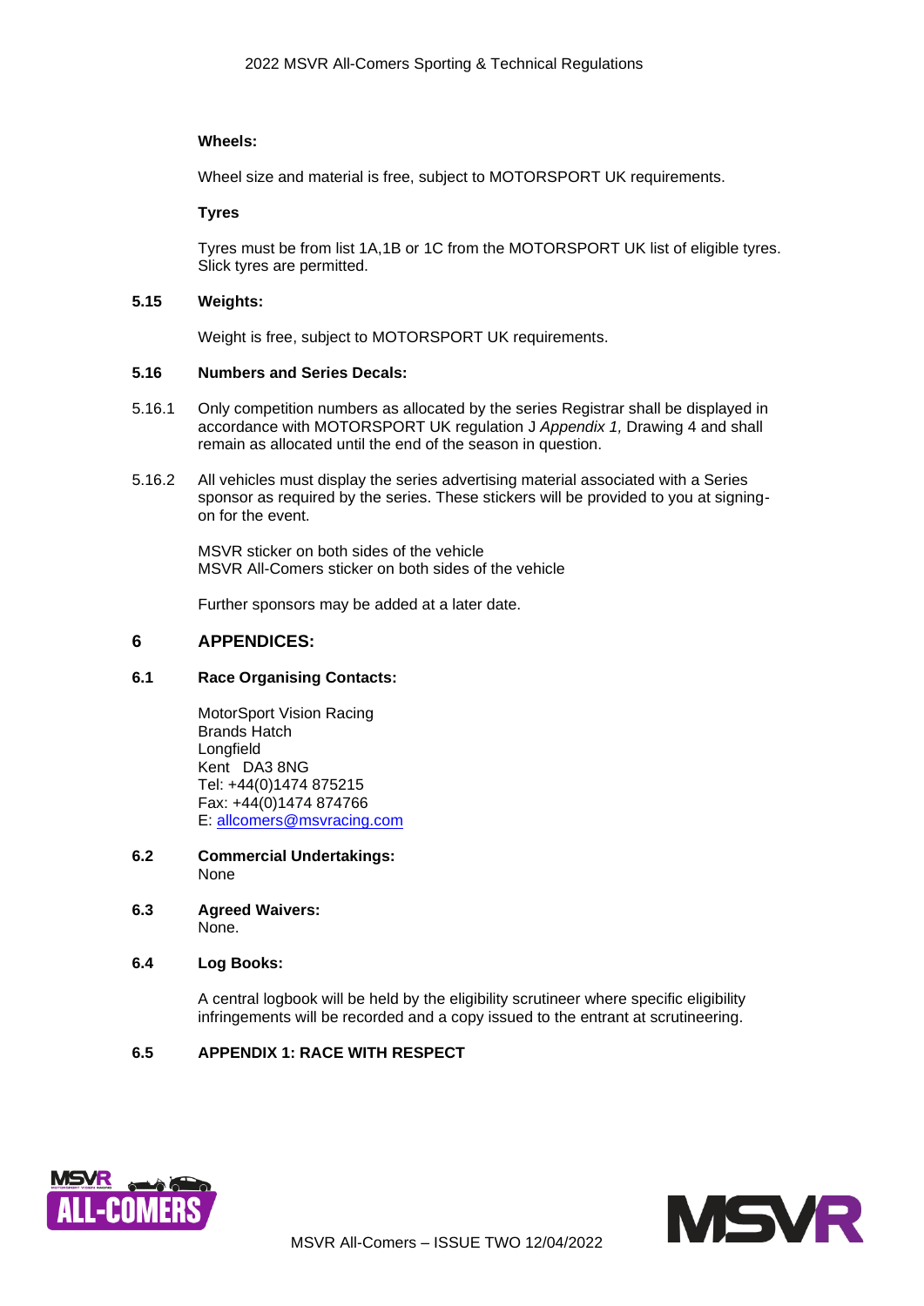**Wheels:**

Wheel size and material is free, subject to MOTORSPORT UK requirements.

**Tyres**

Tyres must be from list 1A,1B or 1C from the MOTORSPORT UK list of eligible tyres. Slick tyres are permitted.

**5.15 Weights:**

Weight is free, subject to MOTORSPORT UK requirements.

**5.16 Numbers and Series Decals:**

5.16.1 Only competition numbers as allocated by the series Registrar shall be displayed in accordance with MOTORSPORT UK regulation J *Appendix 1,* Drawing 4 and shall remain as allocated until the end of the season in question.

5.16.2 All vehicles must display the series advertising material associated with a Series sponsor as required by the series. These stickers will be provided to you at signing-on for the event.

MSVR sticker on both sides of the vehicle
MSVR All-Comers sticker on both sides of the vehicle

Further sponsors may be added at a later date.

## 6 APPENDICES:

**6.1 Race Organising Contacts:**

MotorSport Vision Racing
Brands Hatch
Longfield
Kent DA3 8NG
Tel: +44(0)1474 875215
Fax: +44(0)1474 874766
E: allcomers@msvracing.com

**6.2 Commercial Undertakings:**
None

**6.3 Agreed Waivers:**
None.

**6.4 Log Books:**

A central logbook will be held by the eligibility scrutineer where specific eligibility infringements will be recorded and a copy issued to the entrant at scrutineering.

**6.5 APPENDIX 1: RACE WITH RESPECT**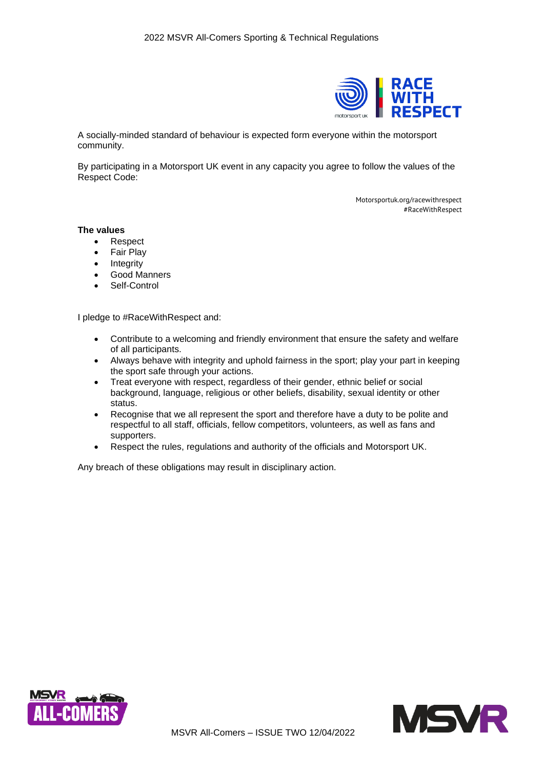A socially-minded standard of behaviour is expected form everyone within the motorsport community.

By participating in a Motorsport UK event in any capacity you agree to follow the values of the Respect Code:

Motorsportuk.org/racewithrespect
#RaceWithRespect

**The values**

- Respect
- Fair Play
- Integrity
- Good Manners
- Self-Control

I pledge to #RaceWithRespect and:

- Contribute to a welcoming and friendly environment that ensure the safety and welfare of all participants.
- Always behave with integrity and uphold fairness in the sport; play your part in keeping the sport safe through your actions.
- Treat everyone with respect, regardless of their gender, ethnic belief or social background, language, religious or other beliefs, disability, sexual identity or other status.
- Recognise that we all represent the sport and therefore have a duty to be polite and respectful to all staff, officials, fellow competitors, volunteers, as well as fans and supporters.
- Respect the rules, regulations and authority of the officials and Motorsport UK.

Any breach of these obligations may result in disciplinary action.